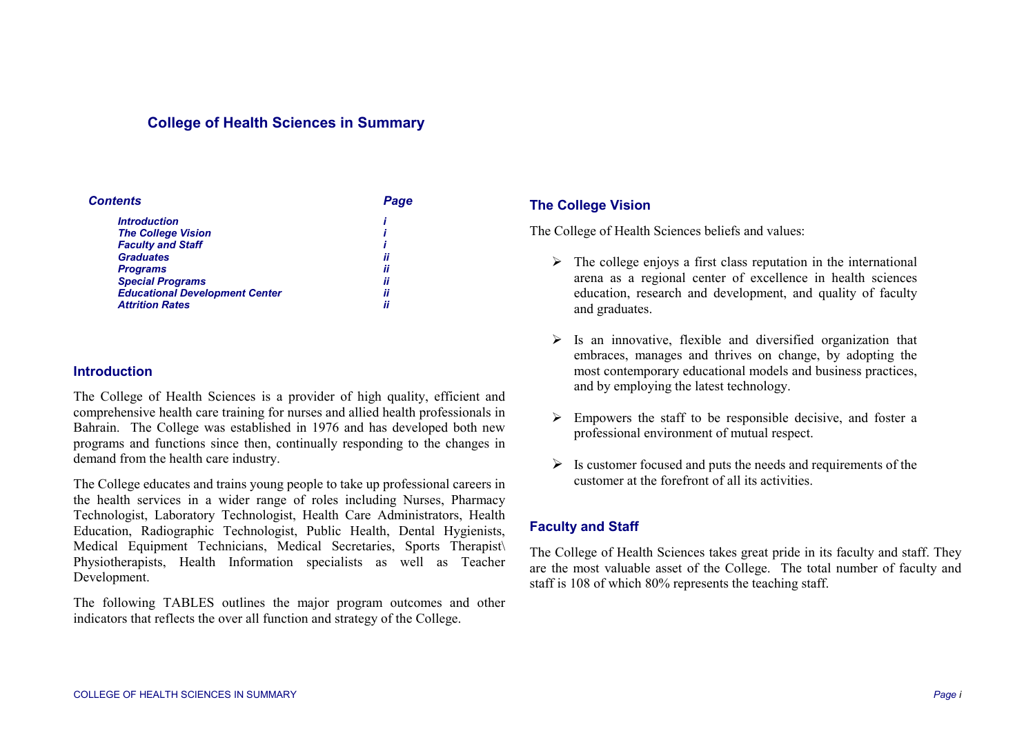# College of Health Sciences in Summary

| *Contents* | *Page* |
|---|---|
| *Introduction* | *i* |
| *The College Vision* | *i* |
| *Faculty and Staff* | *i* |
| *Graduates* | *ii* |
| *Programs* | *ii* |
| *Special Programs* | *ii* |
| *Educational Development Center* | *ii* |
| *Attrition Rates* | *ii* |

## Introduction

The College of Health Sciences is a provider of high quality, efficient and comprehensive health care training for nurses and allied health professionals in Bahrain. The College was established in 1976 and has developed both new programs and functions since then, continually responding to the changes in demand from the health care industry.

The College educates and trains young people to take up professional careers in the health services in a wider range of roles including Nurses, Pharmacy Technologist, Laboratory Technologist, Health Care Administrators, Health Education, Radiographic Technologist, Public Health, Dental Hygienists, Medical Equipment Technicians, Medical Secretaries, Sports Therapist\ Physiotherapists, Health Information specialists as well as Teacher Development.

The following TABLES outlines the major program outcomes and other indicators that reflects the over all function and strategy of the College.

## The College Vision

The College of Health Sciences beliefs and values:

- The college enjoys a first class reputation in the international arena as a regional center of excellence in health sciences education, research and development, and quality of faculty and graduates.
- Is an innovative, flexible and diversified organization that embraces, manages and thrives on change, by adopting the most contemporary educational models and business practices, and by employing the latest technology.
- Empowers the staff to be responsible decisive, and foster a professional environment of mutual respect.
- Is customer focused and puts the needs and requirements of the customer at the forefront of all its activities.

## Faculty and Staff

The College of Health Sciences takes great pride in its faculty and staff. They are the most valuable asset of the College. The total number of faculty and staff is 108 of which 80% represents the teaching staff.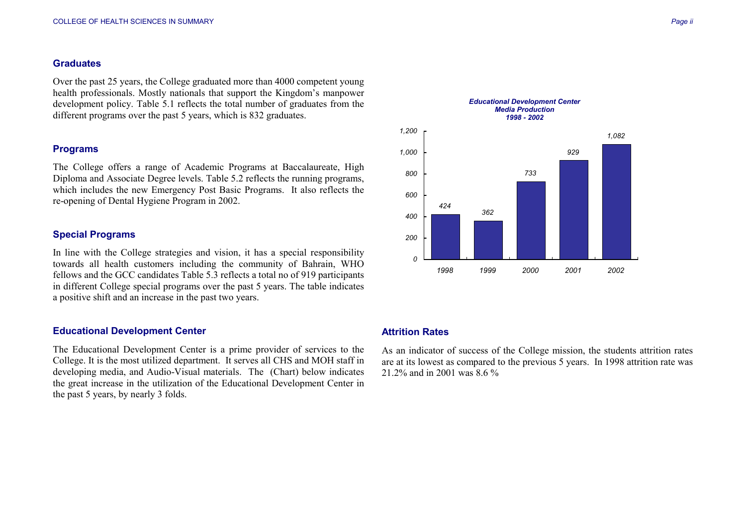## Graduates

Over the past 25 years, the College graduated more than 4000 competent young health professionals. Mostly nationals that support the Kingdom's manpower development policy. Table 5.1 reflects the total number of graduates from the different programs over the past 5 years, which is 832 graduates.

## Programs

The College offers a range of Academic Programs at Baccalaureate, High Diploma and Associate Degree levels. Table 5.2 reflects the running programs, which includes the new Emergency Post Basic Programs. It also reflects the re-opening of Dental Hygiene Program in 2002.

## Special Programs

In line with the College strategies and vision, it has a special responsibility towards all health customers including the community of Bahrain, WHO fellows and the GCC candidates Table 5.3 reflects a total no of 919 participants in different College special programs over the past 5 years. The table indicates a positive shift and an increase in the past two years.

## Educational Development Center

The Educational Development Center is a prime provider of services to the College. It is the most utilized department. It serves all CHS and MOH staff in developing media, and Audio-Visual materials. The (Chart) below indicates the great increase in the utilization of the Educational Development Center in the past 5 years, by nearly 3 folds.

***Educational Development Center***
***Media Production***
***1998 - 2002***

0
200
400
600
800
1,000
1,200

424
362
733
929
1,082

1998
1999
2000
2001
2002

## Attrition Rates

As an indicator of success of the College mission, the students attrition rates are at its lowest as compared to the previous 5 years. In 1998 attrition rate was 21.2% and in 2001 was 8.6 %